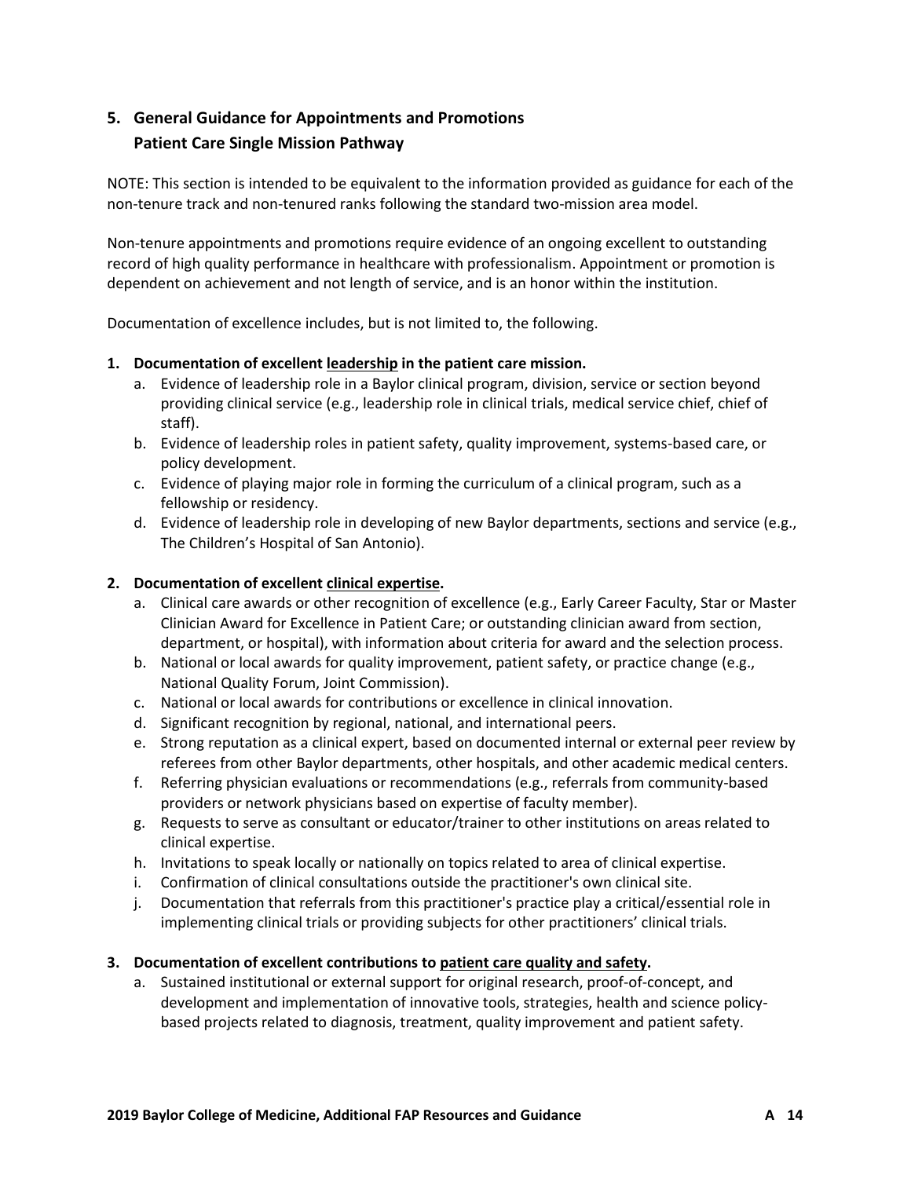## 5. General Guidance for Appointments and Promotions

## Patient Care Single Mission Pathway

NOTE: This section is intended to be equivalent to the information provided as guidance for each of the non-tenure track and non-tenured ranks following the standard two-mission area model.

Non-tenure appointments and promotions require evidence of an ongoing excellent to outstanding record of high quality performance in healthcare with professionalism. Appointment or promotion is dependent on achievement and not length of service, and is an honor within the institution.

Documentation of excellence includes, but is not limited to, the following.

1. **Documentation of excellent <u>leadership</u> in the patient care mission.**
   a. Evidence of leadership role in a Baylor clinical program, division, service or section beyond providing clinical service (e.g., leadership role in clinical trials, medical service chief, chief of staff).
   b. Evidence of leadership roles in patient safety, quality improvement, systems-based care, or policy development.
   c. Evidence of playing major role in forming the curriculum of a clinical program, such as a fellowship or residency.
   d. Evidence of leadership role in developing of new Baylor departments, sections and service (e.g., The Children's Hospital of San Antonio).

2. **Documentation of excellent <u>clinical expertise</u>.**
   a. Clinical care awards or other recognition of excellence (e.g., Early Career Faculty, Star or Master Clinician Award for Excellence in Patient Care; or outstanding clinician award from section, department, or hospital), with information about criteria for award and the selection process.
   b. National or local awards for quality improvement, patient safety, or practice change (e.g., National Quality Forum, Joint Commission).
   c. National or local awards for contributions or excellence in clinical innovation.
   d. Significant recognition by regional, national, and international peers.
   e. Strong reputation as a clinical expert, based on documented internal or external peer review by referees from other Baylor departments, other hospitals, and other academic medical centers.
   f. Referring physician evaluations or recommendations (e.g., referrals from community-based providers or network physicians based on expertise of faculty member).
   g. Requests to serve as consultant or educator/trainer to other institutions on areas related to clinical expertise.
   h. Invitations to speak locally or nationally on topics related to area of clinical expertise.
   i. Confirmation of clinical consultations outside the practitioner's own clinical site.
   j. Documentation that referrals from this practitioner's practice play a critical/essential role in implementing clinical trials or providing subjects for other practitioners' clinical trials.

3. **Documentation of excellent contributions to <u>patient care quality and safety</u>.**
   a. Sustained institutional or external support for original research, proof-of-concept, and development and implementation of innovative tools, strategies, health and science policy-based projects related to diagnosis, treatment, quality improvement and patient safety.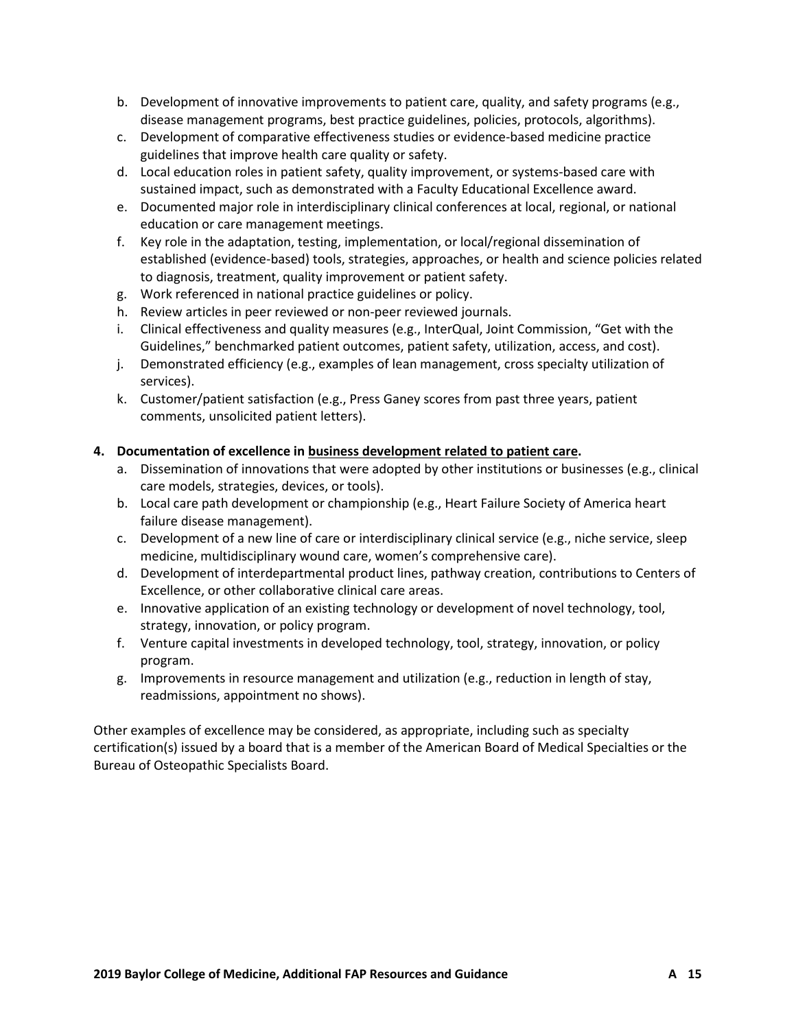b. Development of innovative improvements to patient care, quality, and safety programs (e.g., disease management programs, best practice guidelines, policies, protocols, algorithms).
c. Development of comparative effectiveness studies or evidence-based medicine practice guidelines that improve health care quality or safety.
d. Local education roles in patient safety, quality improvement, or systems-based care with sustained impact, such as demonstrated with a Faculty Educational Excellence award.
e. Documented major role in interdisciplinary clinical conferences at local, regional, or national education or care management meetings.
f. Key role in the adaptation, testing, implementation, or local/regional dissemination of established (evidence-based) tools, strategies, approaches, or health and science policies related to diagnosis, treatment, quality improvement or patient safety.
g. Work referenced in national practice guidelines or policy.
h. Review articles in peer reviewed or non-peer reviewed journals.
i. Clinical effectiveness and quality measures (e.g., InterQual, Joint Commission, "Get with the Guidelines," benchmarked patient outcomes, patient safety, utilization, access, and cost).
j. Demonstrated efficiency (e.g., examples of lean management, cross specialty utilization of services).
k. Customer/patient satisfaction (e.g., Press Ganey scores from past three years, patient comments, unsolicited patient letters).

**4. Documentation of excellence in <u>business development related to patient care</u>.**

a. Dissemination of innovations that were adopted by other institutions or businesses (e.g., clinical care models, strategies, devices, or tools).
b. Local care path development or championship (e.g., Heart Failure Society of America heart failure disease management).
c. Development of a new line of care or interdisciplinary clinical service (e.g., niche service, sleep medicine, multidisciplinary wound care, women's comprehensive care).
d. Development of interdepartmental product lines, pathway creation, contributions to Centers of Excellence, or other collaborative clinical care areas.
e. Innovative application of an existing technology or development of novel technology, tool, strategy, innovation, or policy program.
f. Venture capital investments in developed technology, tool, strategy, innovation, or policy program.
g. Improvements in resource management and utilization (e.g., reduction in length of stay, readmissions, appointment no shows).

Other examples of excellence may be considered, as appropriate, including such as specialty certification(s) issued by a board that is a member of the American Board of Medical Specialties or the Bureau of Osteopathic Specialists Board.